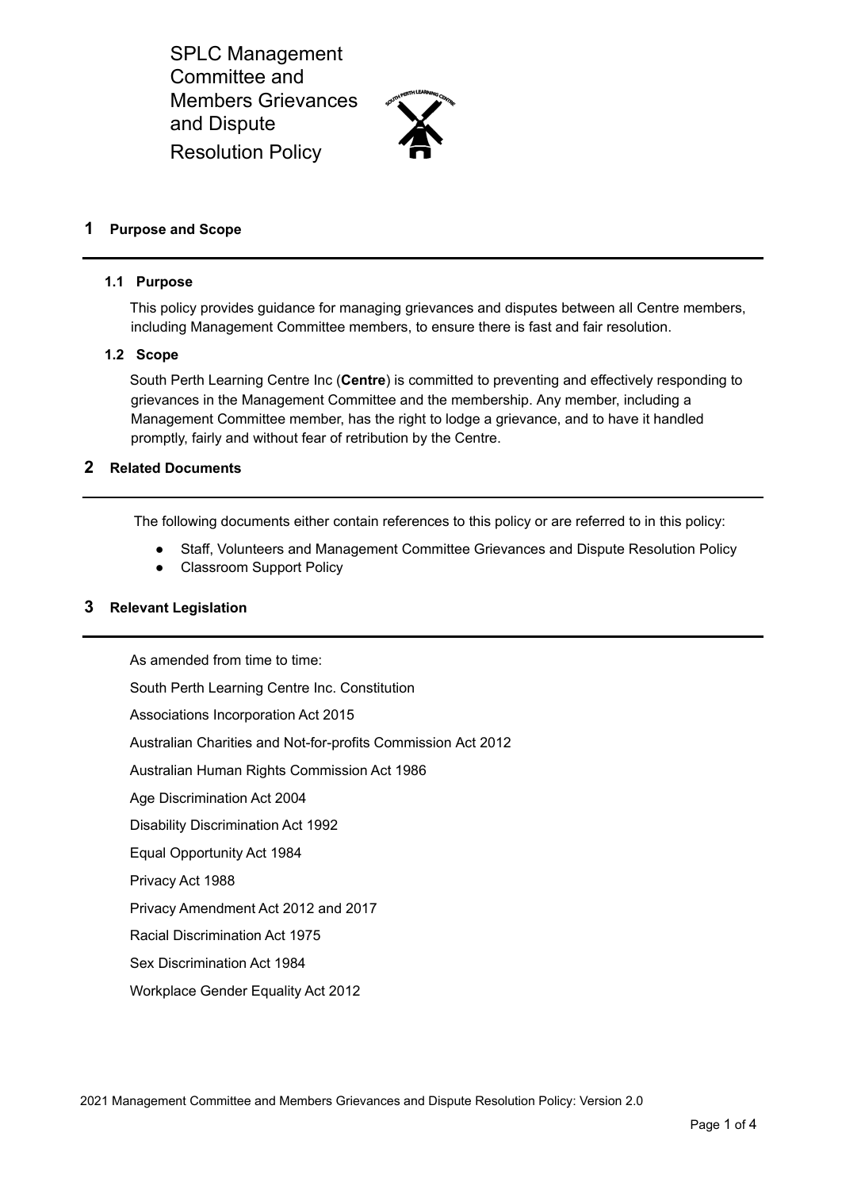# SPLC Management Committee and Members Grievances and Dispute Resolution Policy

## 1 Purpose and Scope

### 1.1 Purpose

This policy provides guidance for managing grievances and disputes between all Centre members, including Management Committee members, to ensure there is fast and fair resolution.

### 1.2 Scope

South Perth Learning Centre Inc (**Centre**) is committed to preventing and effectively responding to grievances in the Management Committee and the membership. Any member, including a Management Committee member, has the right to lodge a grievance, and to have it handled promptly, fairly and without fear of retribution by the Centre.

## 2 Related Documents

The following documents either contain references to this policy or are referred to in this policy:

- Staff, Volunteers and Management Committee Grievances and Dispute Resolution Policy
- Classroom Support Policy

## 3 Relevant Legislation

As amended from time to time:

South Perth Learning Centre Inc. Constitution

Associations Incorporation Act 2015

Australian Charities and Not-for-profits Commission Act 2012

Australian Human Rights Commission Act 1986

Age Discrimination Act 2004

Disability Discrimination Act 1992

Equal Opportunity Act 1984

Privacy Act 1988

Privacy Amendment Act 2012 and 2017

Racial Discrimination Act 1975

Sex Discrimination Act 1984

Workplace Gender Equality Act 2012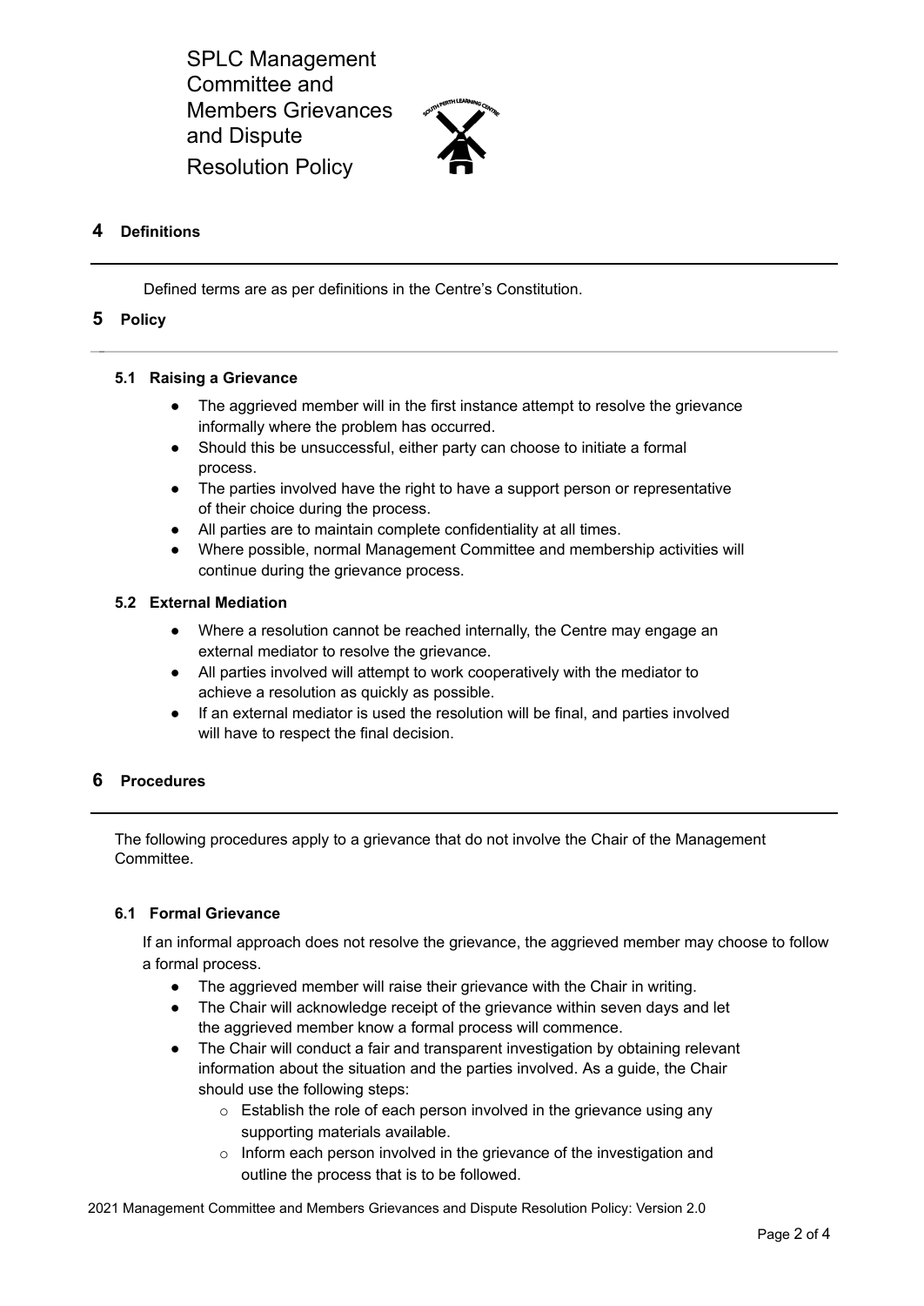## 4 Definitions

Defined terms are as per definitions in the Centre's Constitution.

## 5 Policy

### 5.1 Raising a Grievance

- The aggrieved member will in the first instance attempt to resolve the grievance informally where the problem has occurred.
- Should this be unsuccessful, either party can choose to initiate a formal process.
- The parties involved have the right to have a support person or representative of their choice during the process.
- All parties are to maintain complete confidentiality at all times.
- Where possible, normal Management Committee and membership activities will continue during the grievance process.

### 5.2 External Mediation

- Where a resolution cannot be reached internally, the Centre may engage an external mediator to resolve the grievance.
- All parties involved will attempt to work cooperatively with the mediator to achieve a resolution as quickly as possible.
- If an external mediator is used the resolution will be final, and parties involved will have to respect the final decision.

## 6 Procedures

The following procedures apply to a grievance that do not involve the Chair of the Management Committee.

### 6.1 Formal Grievance

If an informal approach does not resolve the grievance, the aggrieved member may choose to follow a formal process.

- The aggrieved member will raise their grievance with the Chair in writing.
- The Chair will acknowledge receipt of the grievance within seven days and let the aggrieved member know a formal process will commence.
- The Chair will conduct a fair and transparent investigation by obtaining relevant information about the situation and the parties involved. As a guide, the Chair should use the following steps:
  - Establish the role of each person involved in the grievance using any supporting materials available.
  - Inform each person involved in the grievance of the investigation and outline the process that is to be followed.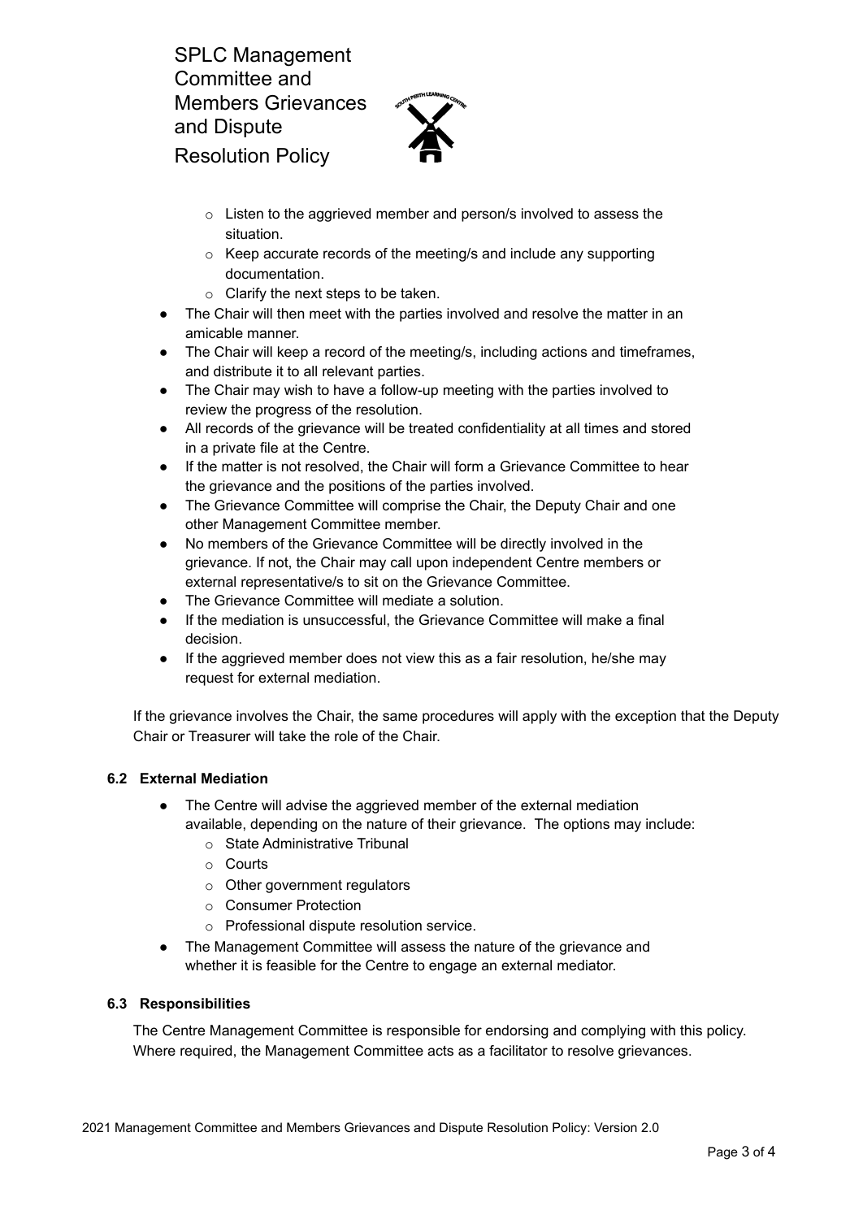- Listen to the aggrieved member and person/s involved to assess the situation.
  - Keep accurate records of the meeting/s and include any supporting documentation.
  - Clarify the next steps to be taken.
- The Chair will then meet with the parties involved and resolve the matter in an amicable manner.
- The Chair will keep a record of the meeting/s, including actions and timeframes, and distribute it to all relevant parties.
- The Chair may wish to have a follow-up meeting with the parties involved to review the progress of the resolution.
- All records of the grievance will be treated confidentiality at all times and stored in a private file at the Centre.
- If the matter is not resolved, the Chair will form a Grievance Committee to hear the grievance and the positions of the parties involved.
- The Grievance Committee will comprise the Chair, the Deputy Chair and one other Management Committee member.
- No members of the Grievance Committee will be directly involved in the grievance. If not, the Chair may call upon independent Centre members or external representative/s to sit on the Grievance Committee.
- The Grievance Committee will mediate a solution.
- If the mediation is unsuccessful, the Grievance Committee will make a final decision.
- If the aggrieved member does not view this as a fair resolution, he/she may request for external mediation.

If the grievance involves the Chair, the same procedures will apply with the exception that the Deputy Chair or Treasurer will take the role of the Chair.

### 6.2 External Mediation

- The Centre will advise the aggrieved member of the external mediation available, depending on the nature of their grievance. The options may include:
  - State Administrative Tribunal
  - Courts
  - Other government regulators
  - Consumer Protection
  - Professional dispute resolution service.
- The Management Committee will assess the nature of the grievance and whether it is feasible for the Centre to engage an external mediator.

### 6.3 Responsibilities

The Centre Management Committee is responsible for endorsing and complying with this policy. Where required, the Management Committee acts as a facilitator to resolve grievances.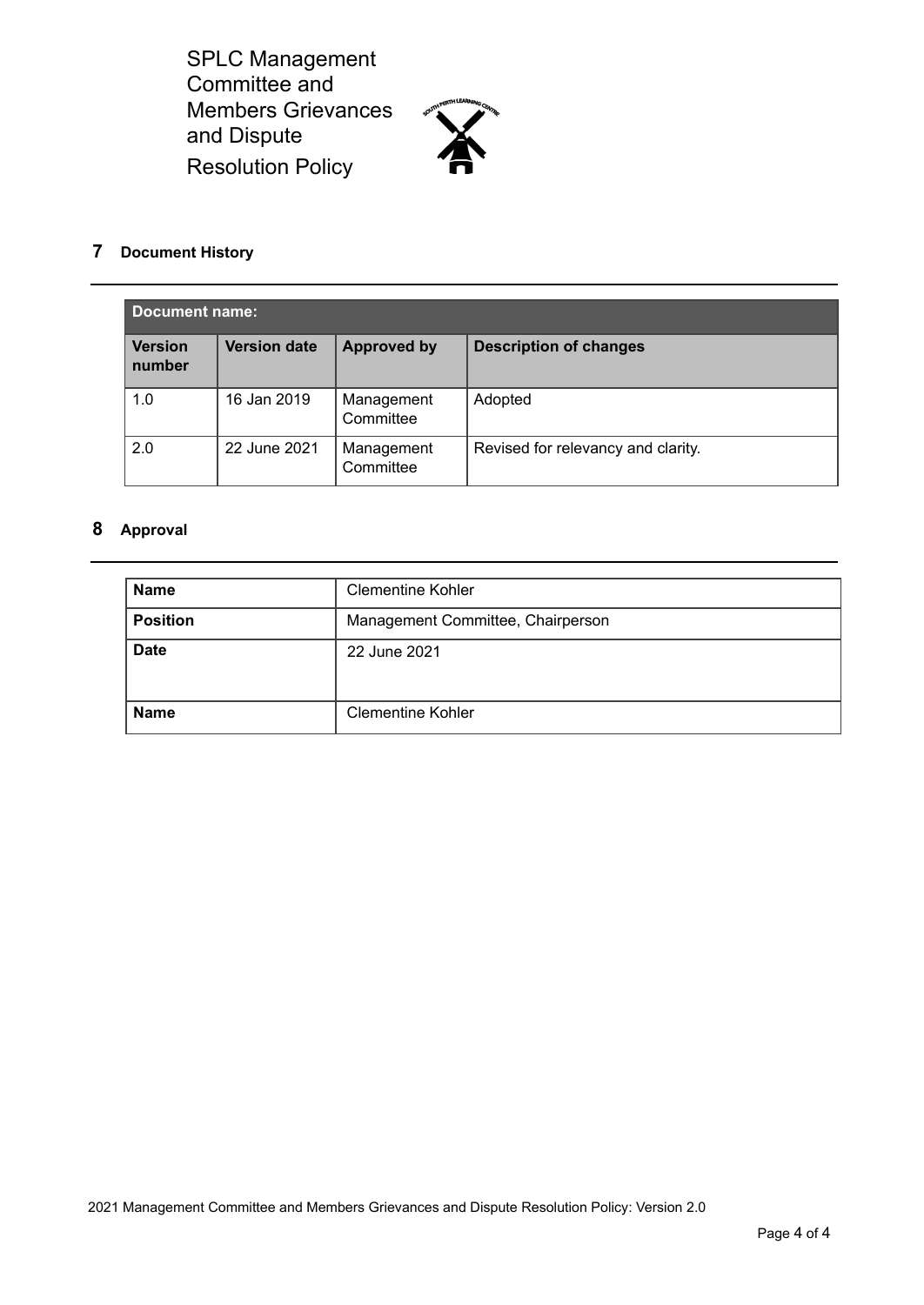## 7 Document History

| Document name: | | | |
|---|---|---|---|
| **Version number** | **Version date** | **Approved by** | **Description of changes** |
| 1.0 | 16 Jan 2019 | Management Committee | Adopted |
| 2.0 | 22 June 2021 | Management Committee | Revised for relevancy and clarity. |

## 8 Approval

| | |
|---|---|
| **Name** | Clementine Kohler |
| **Position** | Management Committee, Chairperson |
| **Date** | 22 June 2021 |
| **Name** | Clementine Kohler |